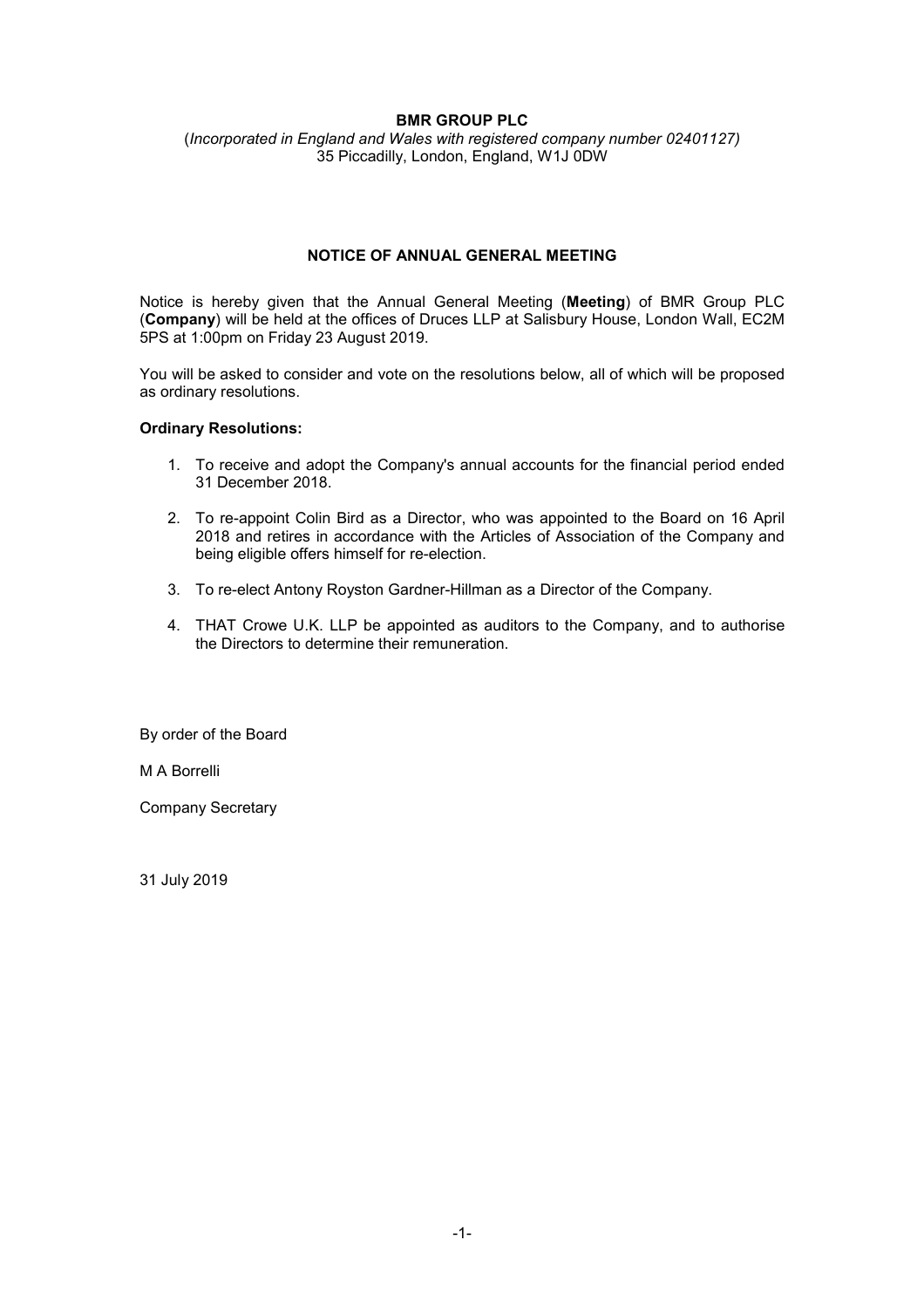**BMR GROUP PLC**

(*Incorporated in England and Wales with registered company number 02401127)*

35 Piccadilly, London, England, W1J 0DW

## NOTICE OF ANNUAL GENERAL MEETING

Notice is hereby given that the Annual General Meeting (**Meeting**) of BMR Group PLC (**Company**) will be held at the offices of Druces LLP at Salisbury House, London Wall, EC2M 5PS at 1:00pm on Friday 23 August 2019.

You will be asked to consider and vote on the resolutions below, all of which will be proposed as ordinary resolutions.

**Ordinary Resolutions:**

1. To receive and adopt the Company's annual accounts for the financial period ended 31 December 2018.
2. To re-appoint Colin Bird as a Director, who was appointed to the Board on 16 April 2018 and retires in accordance with the Articles of Association of the Company and being eligible offers himself for re-election.
3. To re-elect Antony Royston Gardner-Hillman as a Director of the Company.
4. THAT Crowe U.K. LLP be appointed as auditors to the Company, and to authorise the Directors to determine their remuneration.

By order of the Board

M A Borrelli

Company Secretary

31 July 2019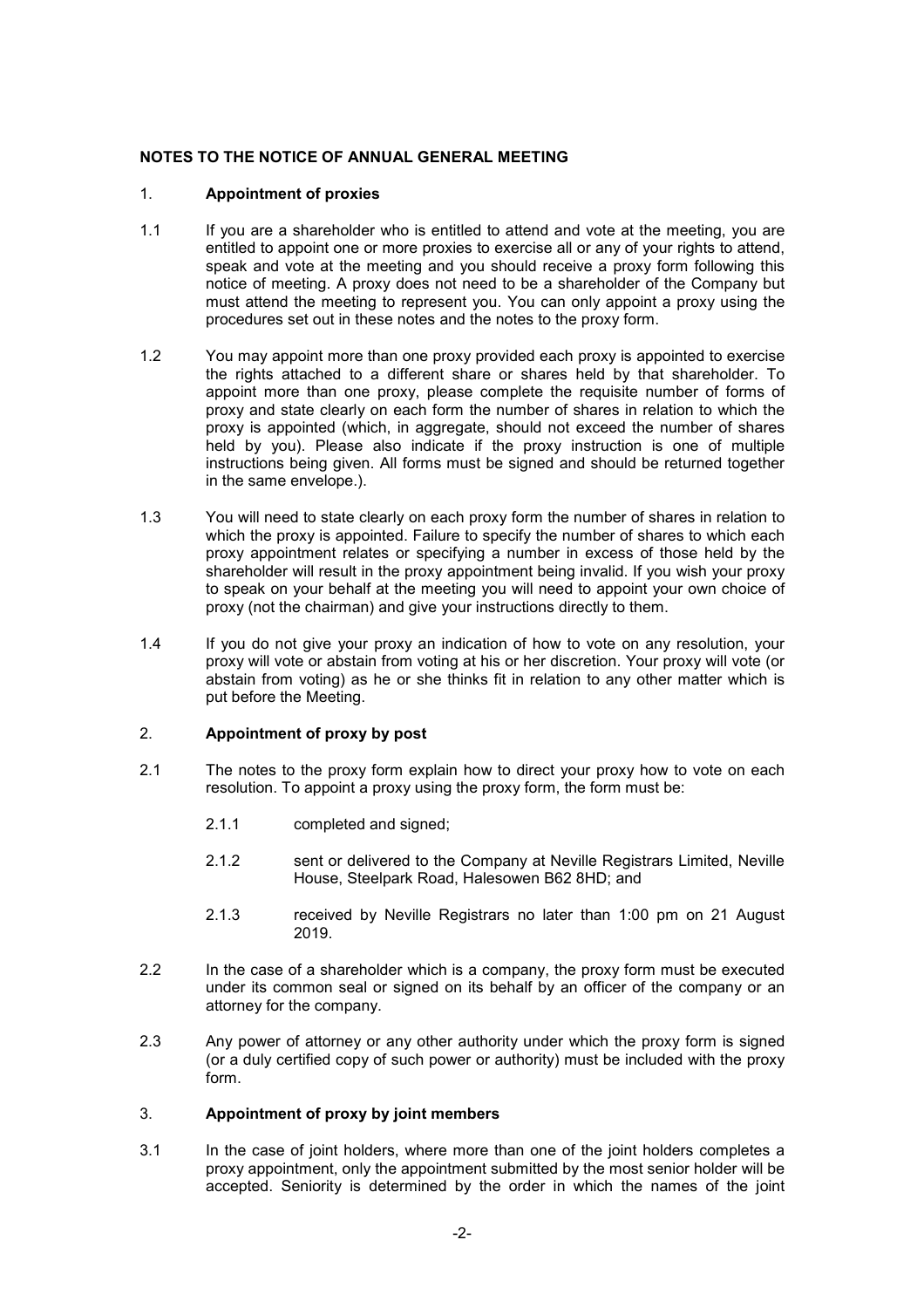## NOTES TO THE NOTICE OF ANNUAL GENERAL MEETING

1. **Appointment of proxies**

1.1 If you are a shareholder who is entitled to attend and vote at the meeting, you are entitled to appoint one or more proxies to exercise all or any of your rights to attend, speak and vote at the meeting and you should receive a proxy form following this notice of meeting. A proxy does not need to be a shareholder of the Company but must attend the meeting to represent you. You can only appoint a proxy using the procedures set out in these notes and the notes to the proxy form.

1.2 You may appoint more than one proxy provided each proxy is appointed to exercise the rights attached to a different share or shares held by that shareholder. To appoint more than one proxy, please complete the requisite number of forms of proxy and state clearly on each form the number of shares in relation to which the proxy is appointed (which, in aggregate, should not exceed the number of shares held by you). Please also indicate if the proxy instruction is one of multiple instructions being given. All forms must be signed and should be returned together in the same envelope.).

1.3 You will need to state clearly on each proxy form the number of shares in relation to which the proxy is appointed. Failure to specify the number of shares to which each proxy appointment relates or specifying a number in excess of those held by the shareholder will result in the proxy appointment being invalid. If you wish your proxy to speak on your behalf at the meeting you will need to appoint your own choice of proxy (not the chairman) and give your instructions directly to them.

1.4 If you do not give your proxy an indication of how to vote on any resolution, your proxy will vote or abstain from voting at his or her discretion. Your proxy will vote (or abstain from voting) as he or she thinks fit in relation to any other matter which is put before the Meeting.

2. **Appointment of proxy by post**

2.1 The notes to the proxy form explain how to direct your proxy how to vote on each resolution. To appoint a proxy using the proxy form, the form must be:

2.1.1 completed and signed;

2.1.2 sent or delivered to the Company at Neville Registrars Limited, Neville House, Steelpark Road, Halesowen B62 8HD; and

2.1.3 received by Neville Registrars no later than 1:00 pm on 21 August 2019.

2.2 In the case of a shareholder which is a company, the proxy form must be executed under its common seal or signed on its behalf by an officer of the company or an attorney for the company.

2.3 Any power of attorney or any other authority under which the proxy form is signed (or a duly certified copy of such power or authority) must be included with the proxy form.

3. **Appointment of proxy by joint members**

3.1 In the case of joint holders, where more than one of the joint holders completes a proxy appointment, only the appointment submitted by the most senior holder will be accepted. Seniority is determined by the order in which the names of the joint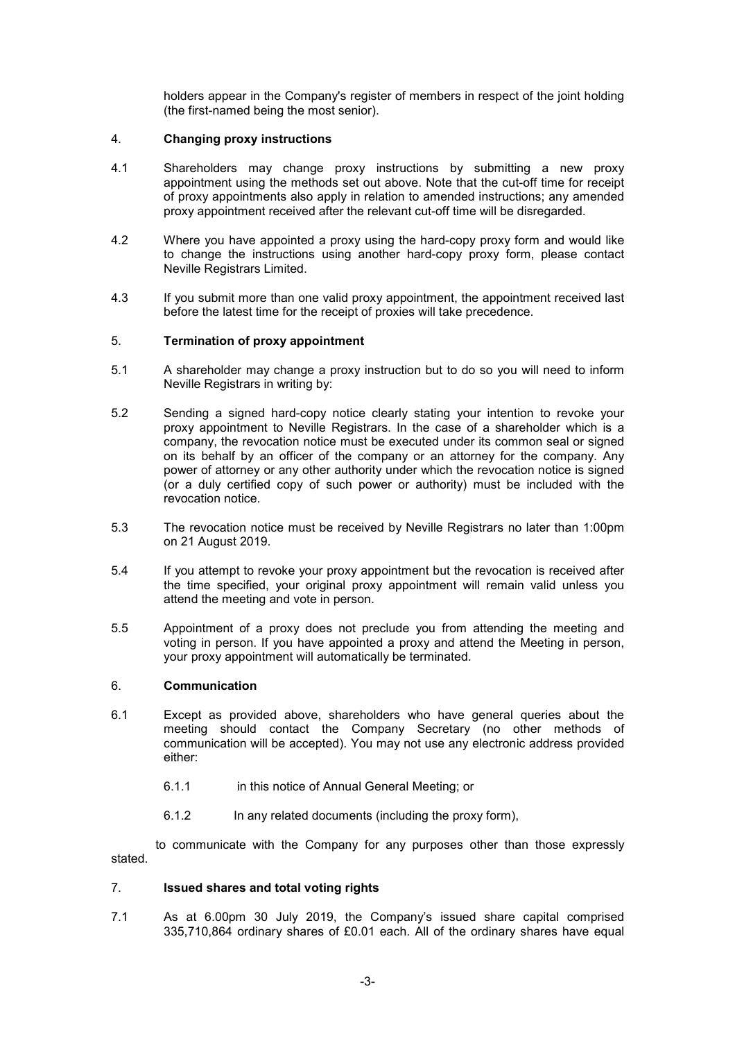holders appear in the Company's register of members in respect of the joint holding (the first-named being the most senior).

## 4. Changing proxy instructions

4.1 Shareholders may change proxy instructions by submitting a new proxy appointment using the methods set out above. Note that the cut-off time for receipt of proxy appointments also apply in relation to amended instructions; any amended proxy appointment received after the relevant cut-off time will be disregarded.

4.2 Where you have appointed a proxy using the hard-copy proxy form and would like to change the instructions using another hard-copy proxy form, please contact Neville Registrars Limited.

4.3 If you submit more than one valid proxy appointment, the appointment received last before the latest time for the receipt of proxies will take precedence.

## 5. Termination of proxy appointment

5.1 A shareholder may change a proxy instruction but to do so you will need to inform Neville Registrars in writing by:

5.2 Sending a signed hard-copy notice clearly stating your intention to revoke your proxy appointment to Neville Registrars. In the case of a shareholder which is a company, the revocation notice must be executed under its common seal or signed on its behalf by an officer of the company or an attorney for the company. Any power of attorney or any other authority under which the revocation notice is signed (or a duly certified copy of such power or authority) must be included with the revocation notice.

5.3 The revocation notice must be received by Neville Registrars no later than 1:00pm on 21 August 2019.

5.4 If you attempt to revoke your proxy appointment but the revocation is received after the time specified, your original proxy appointment will remain valid unless you attend the meeting and vote in person.

5.5 Appointment of a proxy does not preclude you from attending the meeting and voting in person. If you have appointed a proxy and attend the Meeting in person, your proxy appointment will automatically be terminated.

## 6. Communication

6.1 Except as provided above, shareholders who have general queries about the meeting should contact the Company Secretary (no other methods of communication will be accepted). You may not use any electronic address provided either:

6.1.1 in this notice of Annual General Meeting; or

6.1.2 In any related documents (including the proxy form),

to communicate with the Company for any purposes other than those expressly stated.

## 7. Issued shares and total voting rights

7.1 As at 6.00pm 30 July 2019, the Company's issued share capital comprised 335,710,864 ordinary shares of £0.01 each. All of the ordinary shares have equal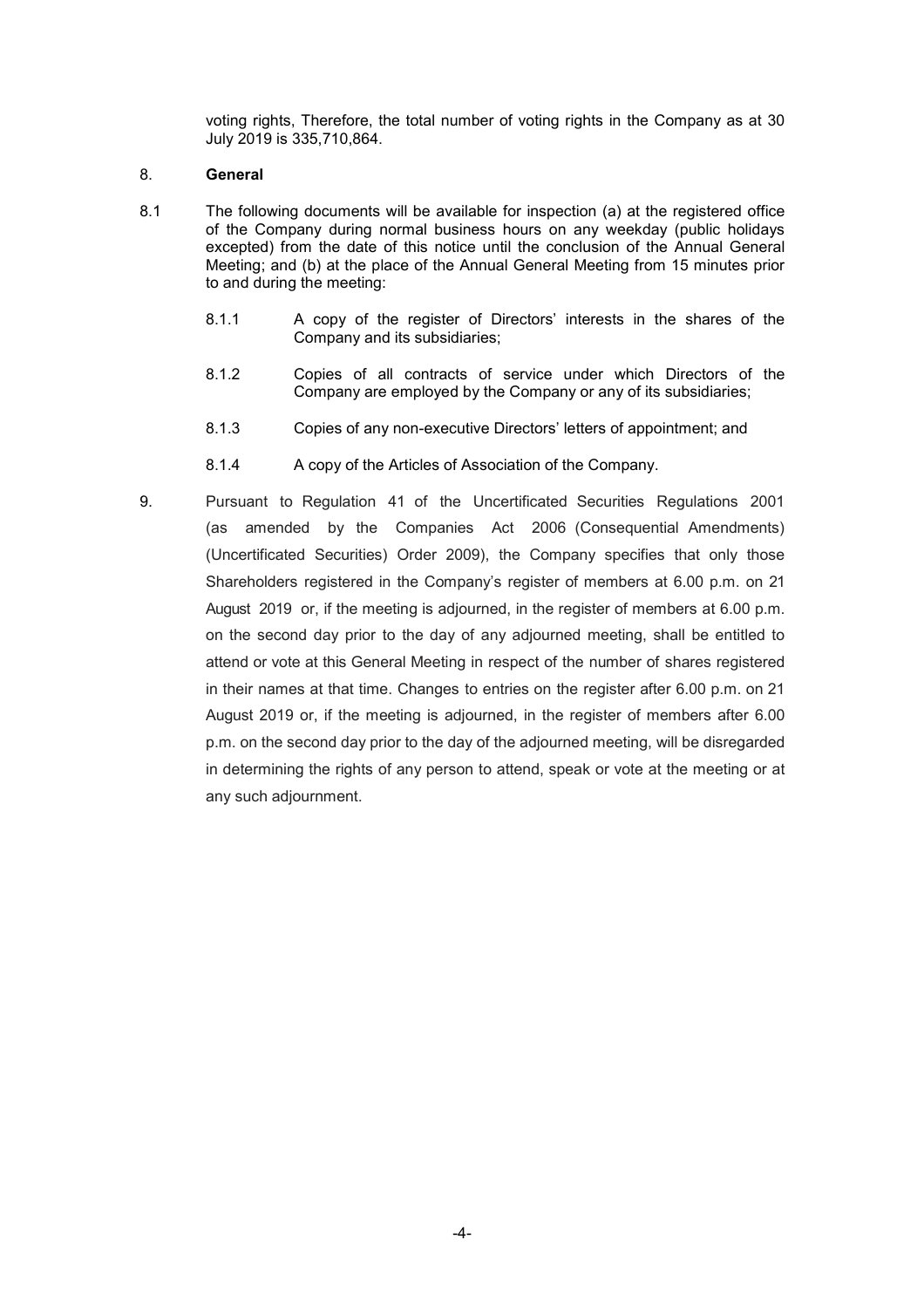voting rights, Therefore, the total number of voting rights in the Company as at 30 July 2019 is 335,710,864.

8. **General**

8.1 The following documents will be available for inspection (a) at the registered office of the Company during normal business hours on any weekday (public holidays excepted) from the date of this notice until the conclusion of the Annual General Meeting; and (b) at the place of the Annual General Meeting from 15 minutes prior to and during the meeting:

8.1.1 A copy of the register of Directors' interests in the shares of the Company and its subsidiaries;

8.1.2 Copies of all contracts of service under which Directors of the Company are employed by the Company or any of its subsidiaries;

8.1.3 Copies of any non-executive Directors' letters of appointment; and

8.1.4 A copy of the Articles of Association of the Company.

9. Pursuant to Regulation 41 of the Uncertificated Securities Regulations 2001 (as amended by the Companies Act 2006 (Consequential Amendments) (Uncertificated Securities) Order 2009), the Company specifies that only those Shareholders registered in the Company's register of members at 6.00 p.m. on 21 August 2019 or, if the meeting is adjourned, in the register of members at 6.00 p.m. on the second day prior to the day of any adjourned meeting, shall be entitled to attend or vote at this General Meeting in respect of the number of shares registered in their names at that time. Changes to entries on the register after 6.00 p.m. on 21 August 2019 or, if the meeting is adjourned, in the register of members after 6.00 p.m. on the second day prior to the day of the adjourned meeting, will be disregarded in determining the rights of any person to attend, speak or vote at the meeting or at any such adjournment.